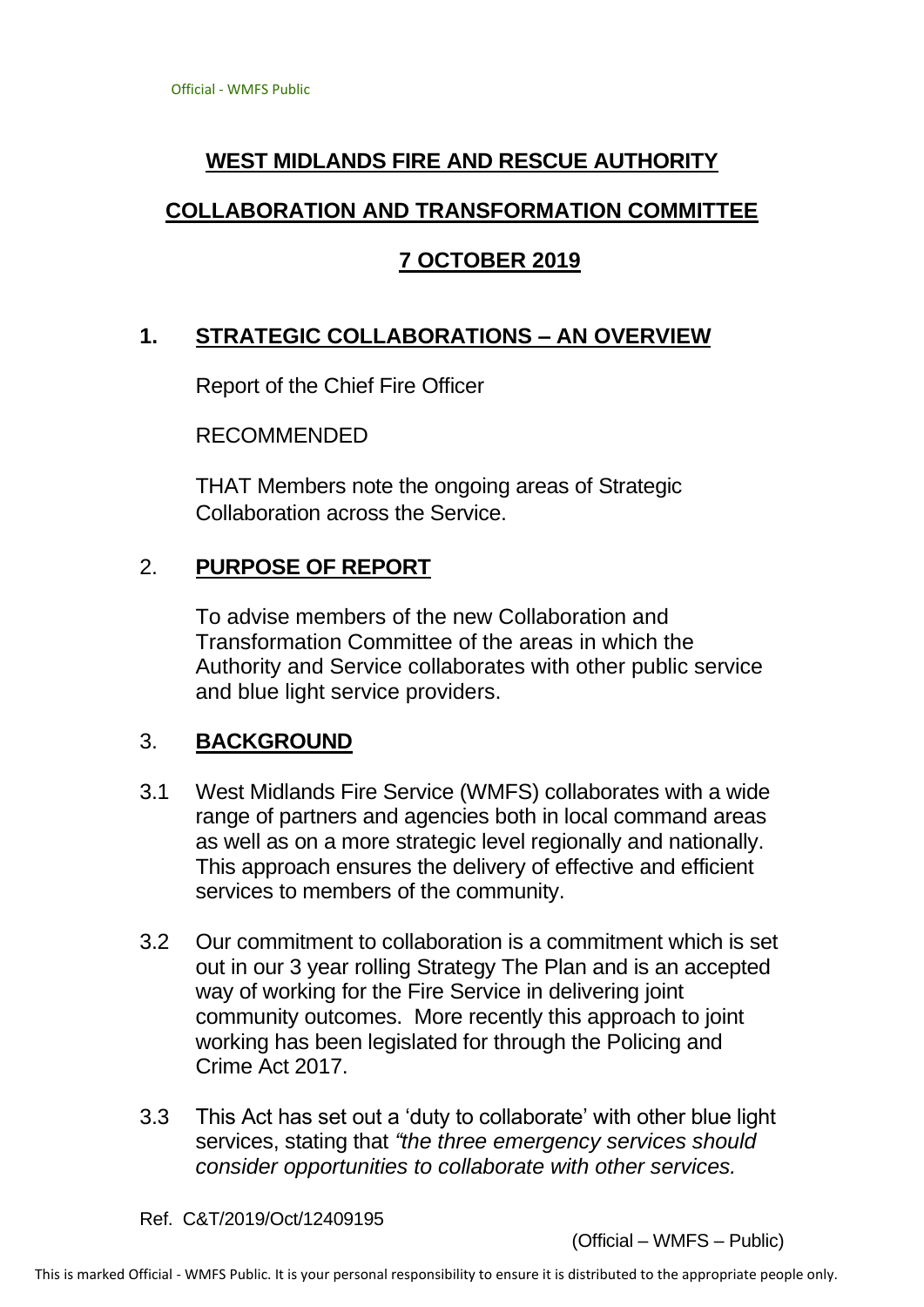# WEST MIDLANDS FIRE AND RESCUE AUTHORITY

## COLLABORATION AND TRANSFORMATION COMMITTEE

## 7 OCTOBER 2019

## 1. STRATEGIC COLLABORATIONS – AN OVERVIEW

Report of the Chief Fire Officer

RECOMMENDED

THAT Members note the ongoing areas of Strategic Collaboration across the Service.

## 2. PURPOSE OF REPORT

To advise members of the new Collaboration and Transformation Committee of the areas in which the Authority and Service collaborates with other public service and blue light service providers.

## 3. BACKGROUND

3.1 West Midlands Fire Service (WMFS) collaborates with a wide range of partners and agencies both in local command areas as well as on a more strategic level regionally and nationally. This approach ensures the delivery of effective and efficient services to members of the community.

3.2 Our commitment to collaboration is a commitment which is set out in our 3 year rolling Strategy The Plan and is an accepted way of working for the Fire Service in delivering joint community outcomes. More recently this approach to joint working has been legislated for through the Policing and Crime Act 2017.

3.3 This Act has set out a 'duty to collaborate' with other blue light services, stating that *"the three emergency services should consider opportunities to collaborate with other services.*

Ref. C&T/2019/Oct/12409195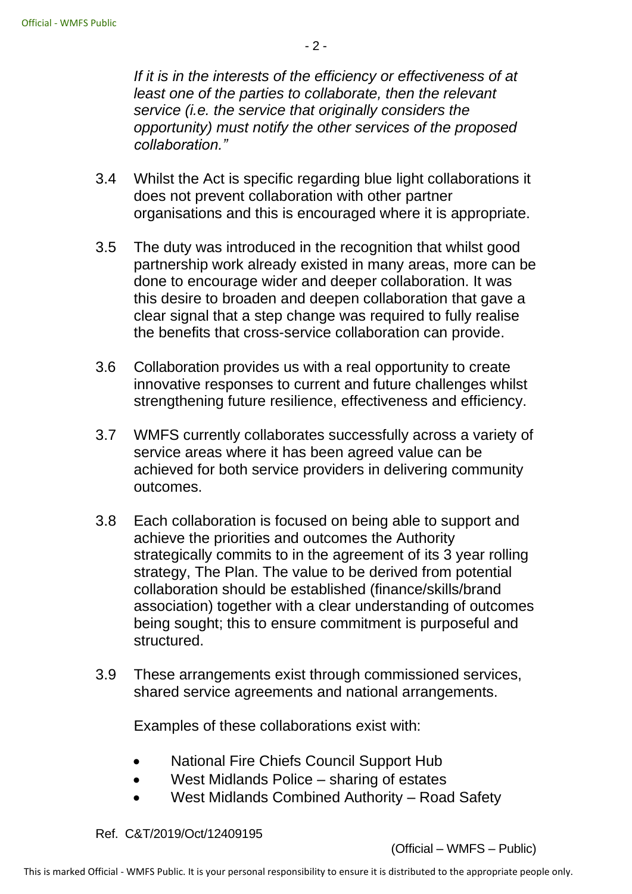*If it is in the interests of the efficiency or effectiveness of at least one of the parties to collaborate, then the relevant service (i.e. the service that originally considers the opportunity) must notify the other services of the proposed collaboration."*

3.4 Whilst the Act is specific regarding blue light collaborations it does not prevent collaboration with other partner organisations and this is encouraged where it is appropriate.

3.5 The duty was introduced in the recognition that whilst good partnership work already existed in many areas, more can be done to encourage wider and deeper collaboration. It was this desire to broaden and deepen collaboration that gave a clear signal that a step change was required to fully realise the benefits that cross-service collaboration can provide.

3.6 Collaboration provides us with a real opportunity to create innovative responses to current and future challenges whilst strengthening future resilience, effectiveness and efficiency.

3.7 WMFS currently collaborates successfully across a variety of service areas where it has been agreed value can be achieved for both service providers in delivering community outcomes.

3.8 Each collaboration is focused on being able to support and achieve the priorities and outcomes the Authority strategically commits to in the agreement of its 3 year rolling strategy, The Plan. The value to be derived from potential collaboration should be established (finance/skills/brand association) together with a clear understanding of outcomes being sought; this to ensure commitment is purposeful and structured.

3.9 These arrangements exist through commissioned services, shared service agreements and national arrangements.

Examples of these collaborations exist with:

- National Fire Chiefs Council Support Hub
- West Midlands Police – sharing of estates
- West Midlands Combined Authority – Road Safety

Ref. C&T/2019/Oct/12409195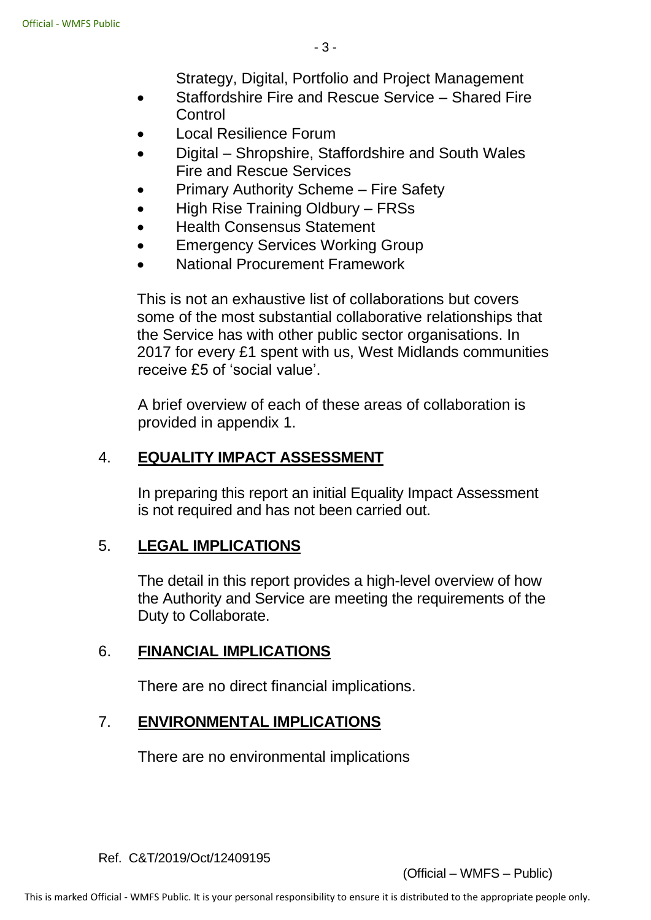Strategy, Digital, Portfolio and Project Management

- Staffordshire Fire and Rescue Service – Shared Fire Control
- Local Resilience Forum
- Digital – Shropshire, Staffordshire and South Wales Fire and Rescue Services
- Primary Authority Scheme – Fire Safety
- High Rise Training Oldbury – FRSs
- Health Consensus Statement
- Emergency Services Working Group
- National Procurement Framework

This is not an exhaustive list of collaborations but covers some of the most substantial collaborative relationships that the Service has with other public sector organisations. In 2017 for every £1 spent with us, West Midlands communities receive £5 of 'social value'.

A brief overview of each of these areas of collaboration is provided in appendix 1.

## 4. **EQUALITY IMPACT ASSESSMENT**

In preparing this report an initial Equality Impact Assessment is not required and has not been carried out.

## 5. **LEGAL IMPLICATIONS**

The detail in this report provides a high-level overview of how the Authority and Service are meeting the requirements of the Duty to Collaborate.

## 6. **FINANCIAL IMPLICATIONS**

There are no direct financial implications.

## 7. **ENVIRONMENTAL IMPLICATIONS**

There are no environmental implications

Ref. C&T/2019/Oct/12409195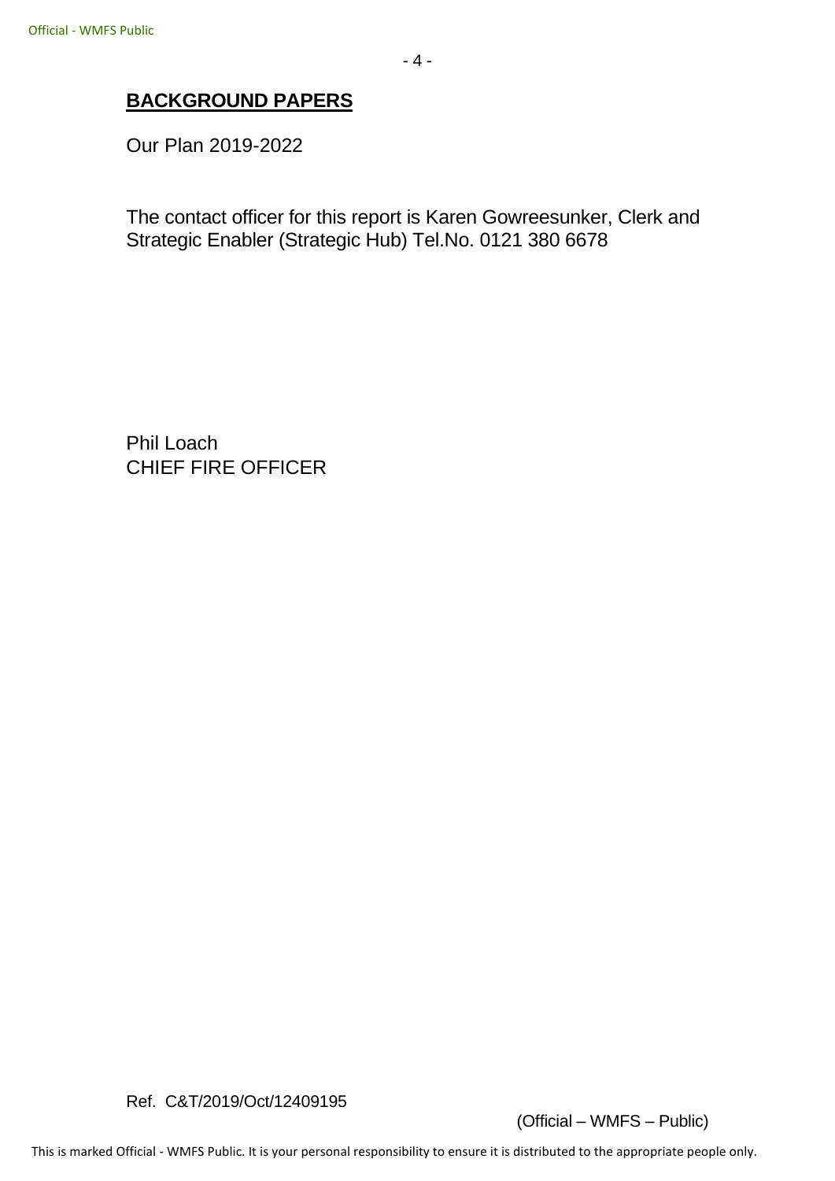## BACKGROUND PAPERS

Our Plan 2019-2022

The contact officer for this report is Karen Gowreesunker, Clerk and Strategic Enabler (Strategic Hub) Tel.No. 0121 380 6678

Phil Loach
CHIEF FIRE OFFICER

Ref. C&T/2019/Oct/12409195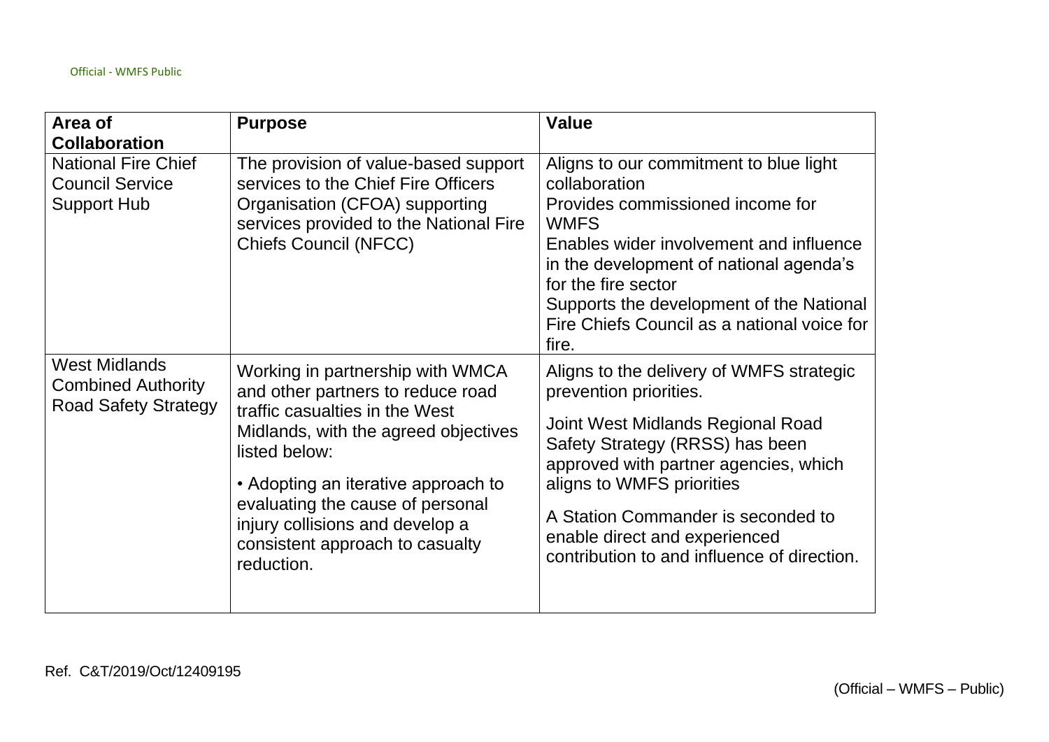| Area of Collaboration | Purpose | Value |
|---|---|---|
| National Fire Chief Council Service Support Hub | The provision of value-based support services to the Chief Fire Officers Organisation (CFOA) supporting services provided to the National Fire Chiefs Council (NFCC) | Aligns to our commitment to blue light collaboration<br>Provides commissioned income for WMFS<br>Enables wider involvement and influence in the development of national agenda's for the fire sector<br>Supports the development of the National Fire Chiefs Council as a national voice for fire. |
| West Midlands Combined Authority Road Safety Strategy | Working in partnership with WMCA and other partners to reduce road traffic casualties in the West Midlands, with the agreed objectives listed below:<br>• Adopting an iterative approach to evaluating the cause of personal injury collisions and develop a consistent approach to casualty reduction. | Aligns to the delivery of WMFS strategic prevention priorities.<br>Joint West Midlands Regional Road Safety Strategy (RRSS) has been approved with partner agencies, which aligns to WMFS priorities<br>A Station Commander is seconded to enable direct and experienced contribution to and influence of direction. |

Ref. C&T/2019/Oct/12409195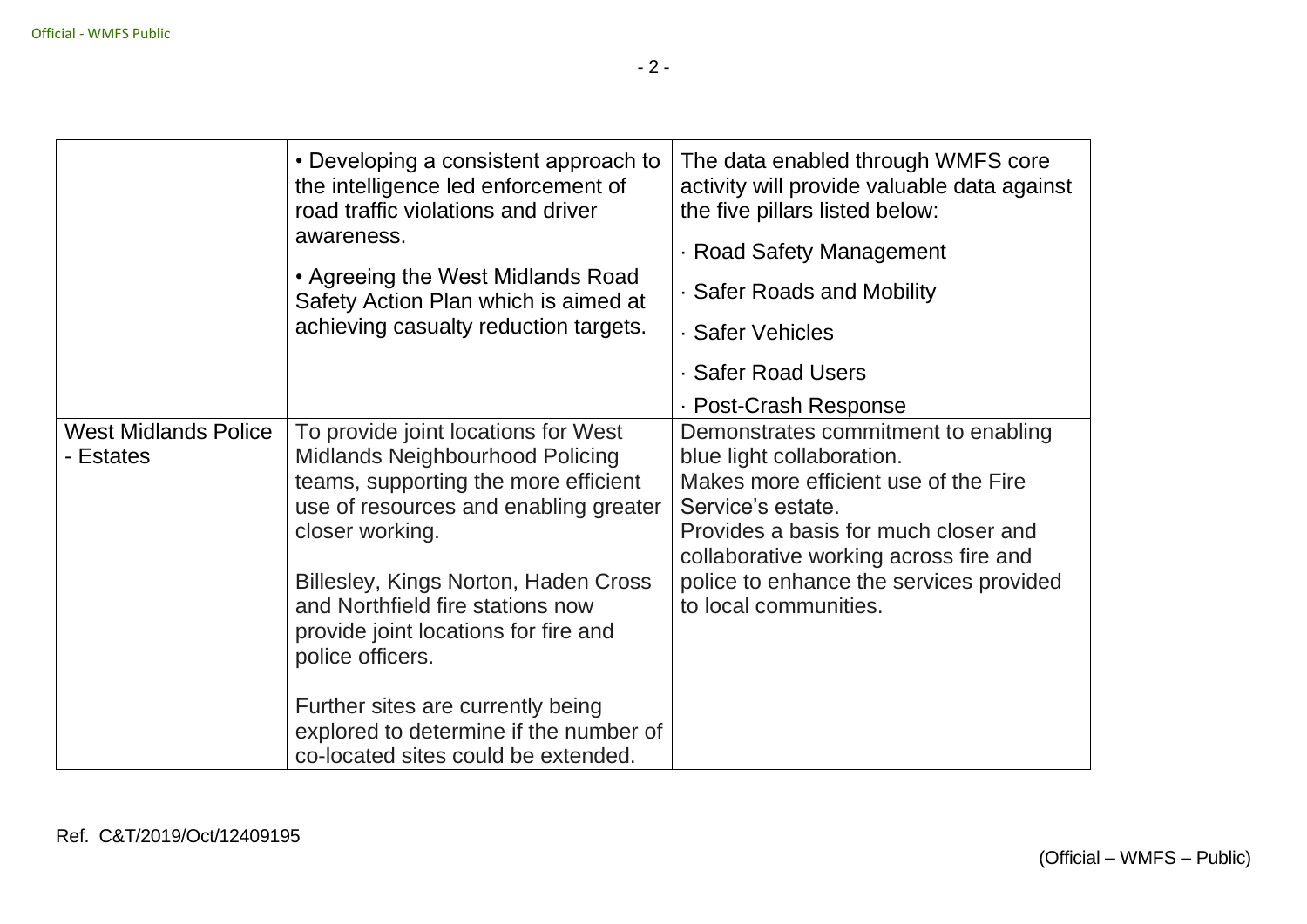| | | |
|---|---|---|
| | • Developing a consistent approach to the intelligence led enforcement of road traffic violations and driver awareness.<br><br>• Agreeing the West Midlands Road Safety Action Plan which is aimed at achieving casualty reduction targets. | The data enabled through WMFS core activity will provide valuable data against the five pillars listed below:<br><br>· Road Safety Management<br><br>· Safer Roads and Mobility<br><br>· Safer Vehicles<br><br>· Safer Road Users<br><br>· Post-Crash Response |
| West Midlands Police - Estates | To provide joint locations for West Midlands Neighbourhood Policing teams, supporting the more efficient use of resources and enabling greater closer working.<br><br>Billesley, Kings Norton, Haden Cross and Northfield fire stations now provide joint locations for fire and police officers.<br><br>Further sites are currently being explored to determine if the number of co-located sites could be extended. | Demonstrates commitment to enabling blue light collaboration.<br>Makes more efficient use of the Fire Service's estate.<br>Provides a basis for much closer and collaborative working across fire and police to enhance the services provided to local communities. |

Ref. C&T/2019/Oct/12409195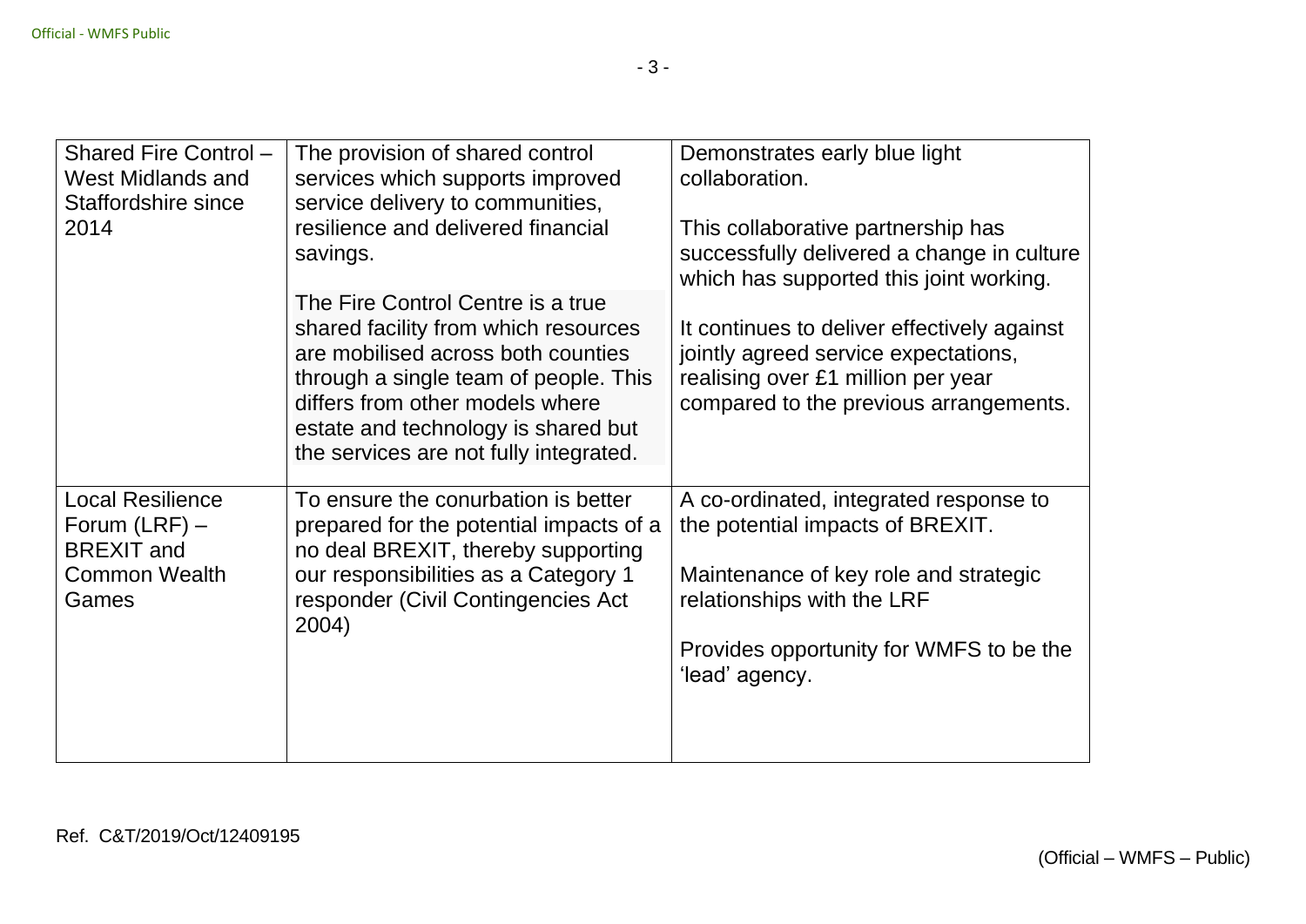| | | |
|---|---|---|
| Shared Fire Control – West Midlands and Staffordshire since 2014 | The provision of shared control services which supports improved service delivery to communities, resilience and delivered financial savings.<br><br>The Fire Control Centre is a true shared facility from which resources are mobilised across both counties through a single team of people. This differs from other models where estate and technology is shared but the services are not fully integrated. | Demonstrates early blue light collaboration.<br><br>This collaborative partnership has successfully delivered a change in culture which has supported this joint working.<br><br>It continues to deliver effectively against jointly agreed service expectations, realising over £1 million per year compared to the previous arrangements. |
| Local Resilience Forum (LRF) – BREXIT and Common Wealth Games | To ensure the conurbation is better prepared for the potential impacts of a no deal BREXIT, thereby supporting our responsibilities as a Category 1 responder (Civil Contingencies Act 2004) | A co-ordinated, integrated response to the potential impacts of BREXIT.<br><br>Maintenance of key role and strategic relationships with the LRF<br><br>Provides opportunity for WMFS to be the 'lead' agency. |

Ref. C&T/2019/Oct/12409195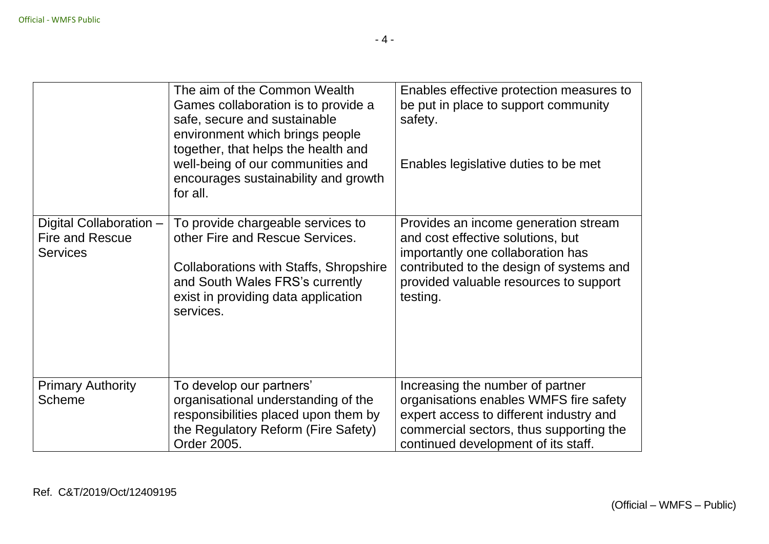| | | |
|---|---|---|
| | The aim of the Common Wealth Games collaboration is to provide a safe, secure and sustainable environment which brings people together, that helps the health and well-being of our communities and encourages sustainability and growth for all. | Enables effective protection measures to be put in place to support community safety.<br><br>Enables legislative duties to be met |
| Digital Collaboration – Fire and Rescue Services | To provide chargeable services to other Fire and Rescue Services.<br><br>Collaborations with Staffs, Shropshire and South Wales FRS's currently exist in providing data application services. | Provides an income generation stream and cost effective solutions, but importantly one collaboration has contributed to the design of systems and provided valuable resources to support testing. |
| Primary Authority Scheme | To develop our partners' organisational understanding of the responsibilities placed upon them by the Regulatory Reform (Fire Safety) Order 2005. | Increasing the number of partner organisations enables WMFS fire safety expert access to different industry and commercial sectors, thus supporting the continued development of its staff. |

Ref. C&T/2019/Oct/12409195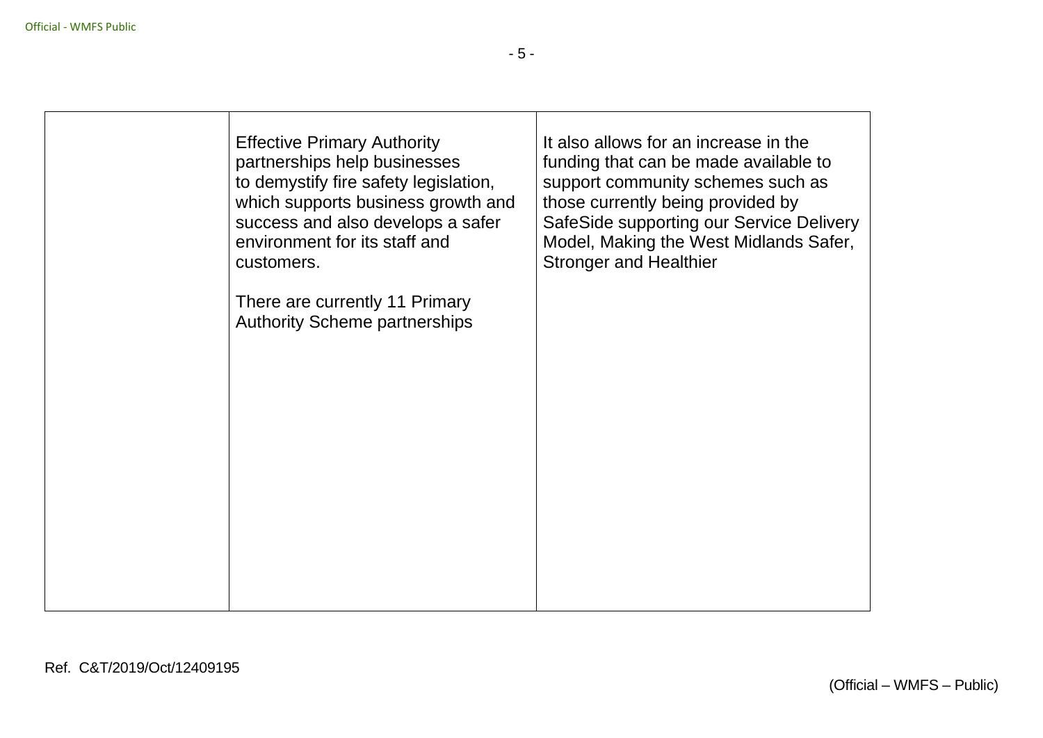|  |  |  |
|---|---|---|
|  | Effective Primary Authority partnerships help businesses to demystify fire safety legislation, which supports business growth and success and also develops a safer environment for its staff and customers.<br><br>There are currently 11 Primary Authority Scheme partnerships | It also allows for an increase in the funding that can be made available to support community schemes such as those currently being provided by SafeSide supporting our Service Delivery Model, Making the West Midlands Safer, Stronger and Healthier |

Ref. C&T/2019/Oct/12409195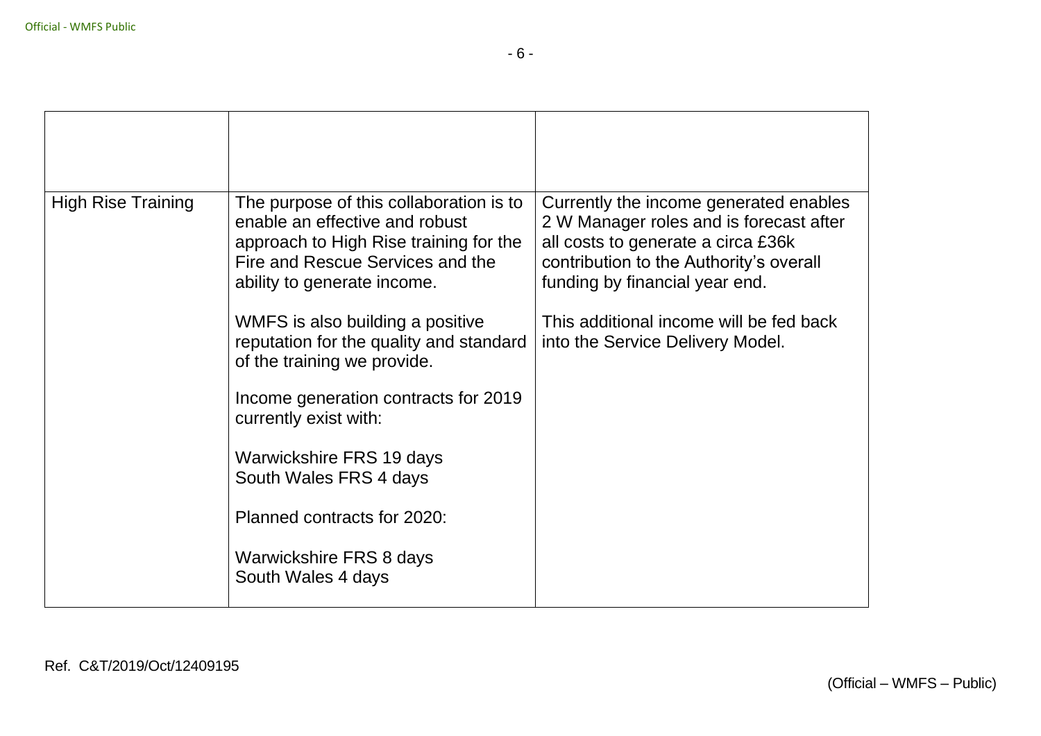| | | |
|---|---|---|
| High Rise Training | The purpose of this collaboration is to enable an effective and robust approach to High Rise training for the Fire and Rescue Services and the ability to generate income.<br><br>WMFS is also building a positive reputation for the quality and standard of the training we provide.<br><br>Income generation contracts for 2019 currently exist with:<br><br>Warwickshire FRS 19 days<br>South Wales FRS 4 days<br><br>Planned contracts for 2020:<br><br>Warwickshire FRS 8 days<br>South Wales 4 days | Currently the income generated enables 2 W Manager roles and is forecast after all costs to generate a circa £36k contribution to the Authority's overall funding by financial year end.<br><br>This additional income will be fed back into the Service Delivery Model. |

Ref. C&T/2019/Oct/12409195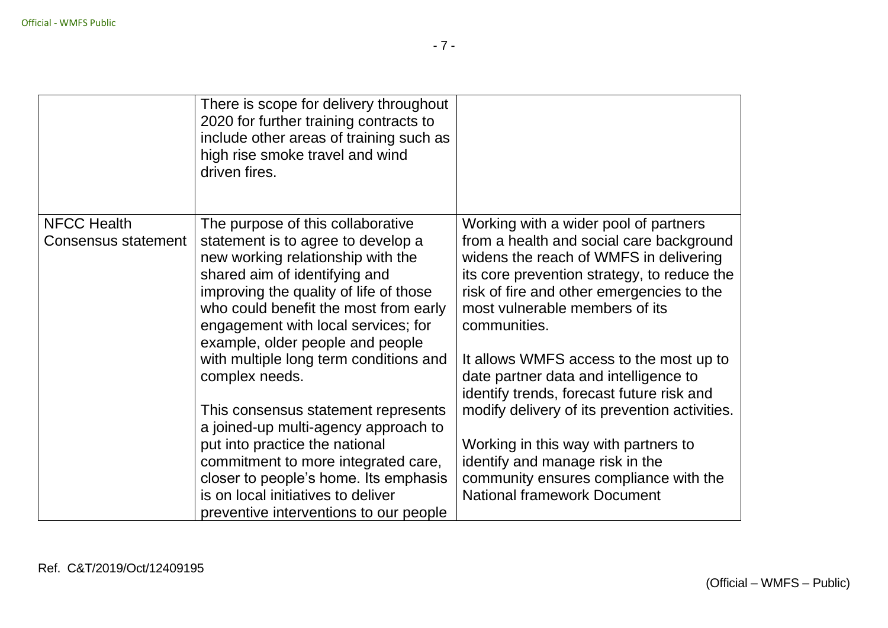| | | |
|---|---|---|
| | There is scope for delivery throughout 2020 for further training contracts to include other areas of training such as high rise smoke travel and wind driven fires. | |
| NFCC Health Consensus statement | The purpose of this collaborative statement is to agree to develop a new working relationship with the shared aim of identifying and improving the quality of life of those who could benefit the most from early engagement with local services; for example, older people and people with multiple long term conditions and complex needs.<br><br>This consensus statement represents a joined-up multi-agency approach to put into practice the national commitment to more integrated care, closer to people's home. Its emphasis is on local initiatives to deliver preventive interventions to our people | Working with a wider pool of partners from a health and social care background widens the reach of WMFS in delivering its core prevention strategy, to reduce the risk of fire and other emergencies to the most vulnerable members of its communities.<br><br>It allows WMFS access to the most up to date partner data and intelligence to identify trends, forecast future risk and modify delivery of its prevention activities.<br><br>Working in this way with partners to identify and manage risk in the community ensures compliance with the National framework Document |

Ref. C&T/2019/Oct/12409195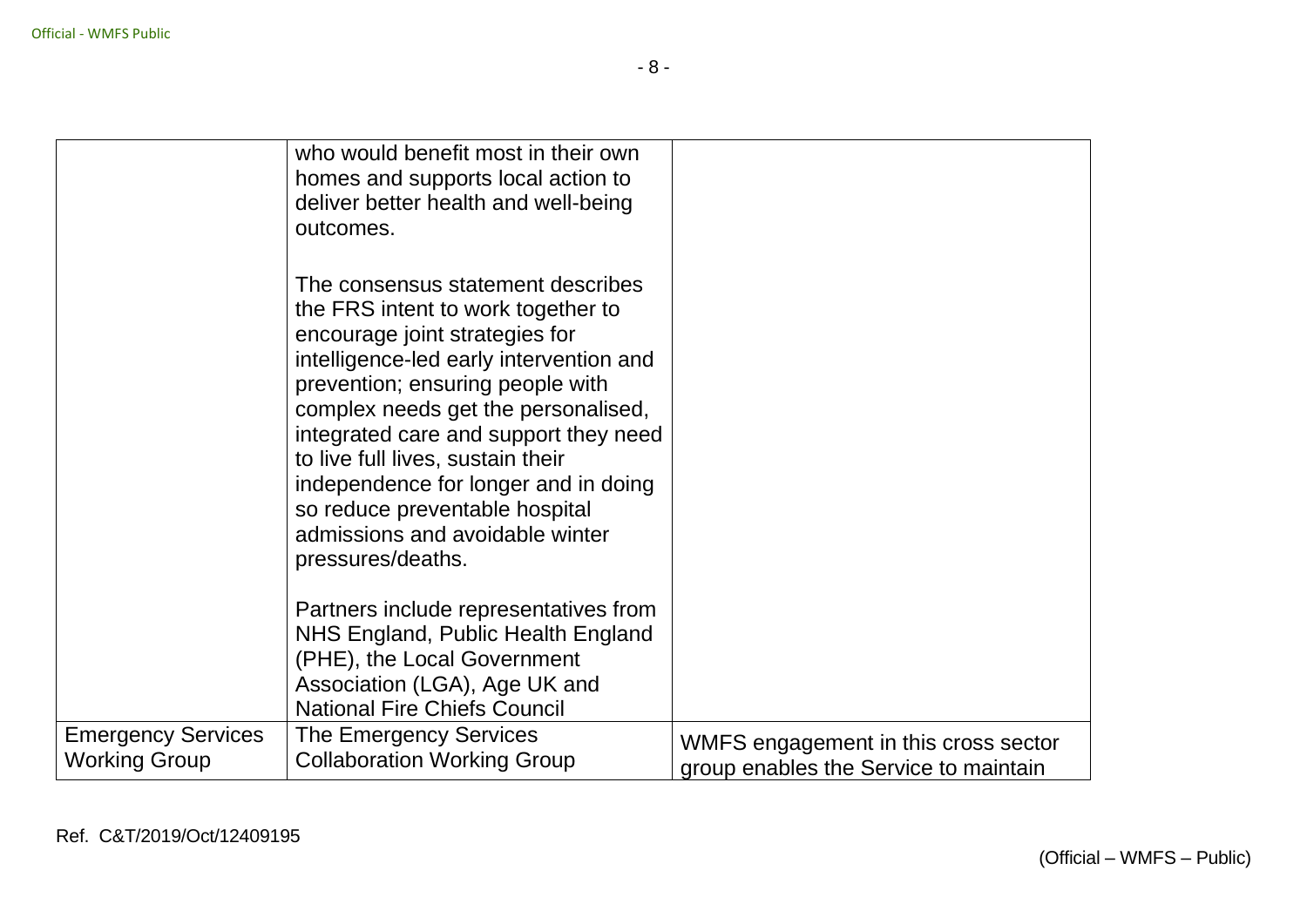| | | |
|---|---|---|
| | who would benefit most in their own homes and supports local action to deliver better health and well-being outcomes.<br><br>The consensus statement describes the FRS intent to work together to encourage joint strategies for intelligence-led early intervention and prevention; ensuring people with complex needs get the personalised, integrated care and support they need to live full lives, sustain their independence for longer and in doing so reduce preventable hospital admissions and avoidable winter pressures/deaths.<br><br>Partners include representatives from NHS England, Public Health England (PHE), the Local Government Association (LGA), Age UK and National Fire Chiefs Council | |
| Emergency Services Working Group | The Emergency Services Collaboration Working Group | WMFS engagement in this cross sector group enables the Service to maintain |

Ref. C&T/2019/Oct/12409195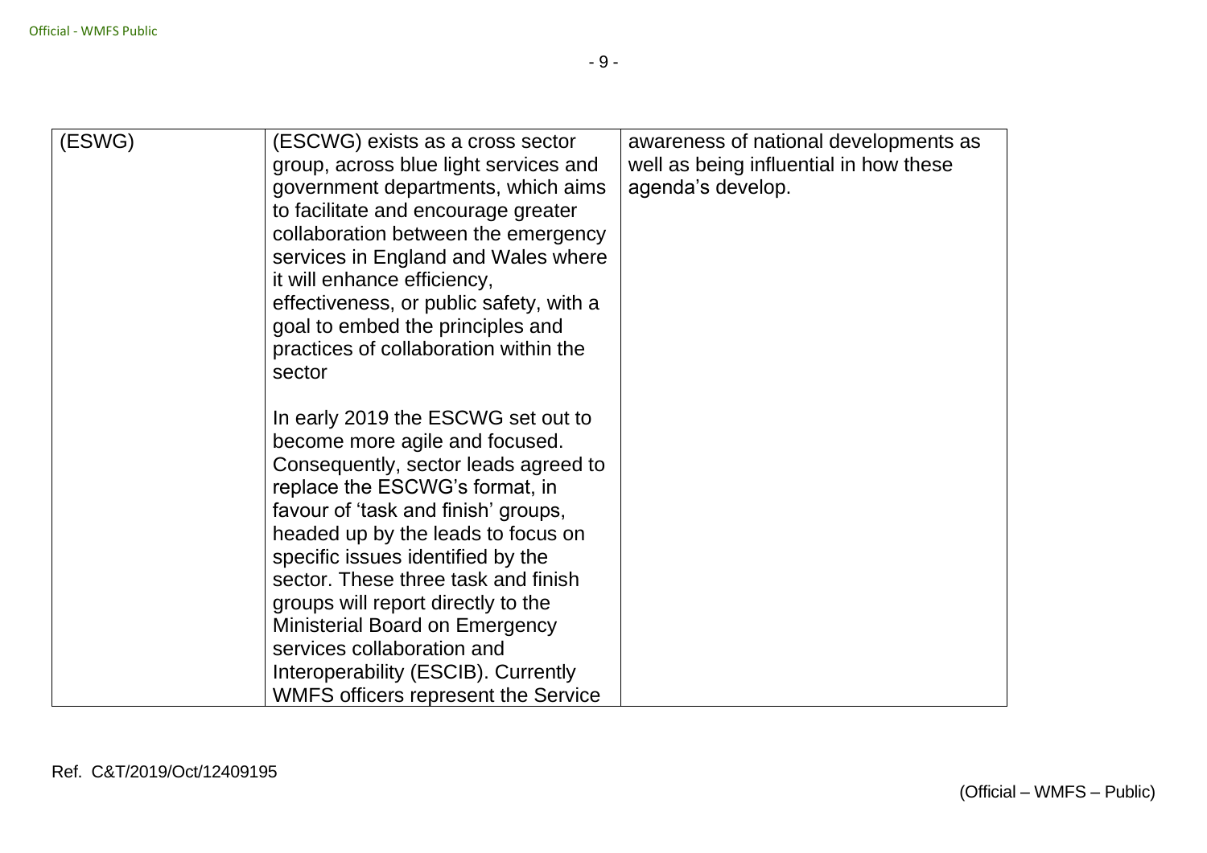| (ESWG) | (ESCWG) exists as a cross sector group, across blue light services and government departments, which aims to facilitate and encourage greater collaboration between the emergency services in England and Wales where it will enhance efficiency, effectiveness, or public safety, with a goal to embed the principles and practices of collaboration within the sector<br><br>In early 2019 the ESCWG set out to become more agile and focused. Consequently, sector leads agreed to replace the ESCWG's format, in favour of 'task and finish' groups, headed up by the leads to focus on specific issues identified by the sector. These three task and finish groups will report directly to the Ministerial Board on Emergency services collaboration and Interoperability (ESCIB). Currently WMFS officers represent the Service | awareness of national developments as well as being influential in how these agenda's develop. |
|---|---|---|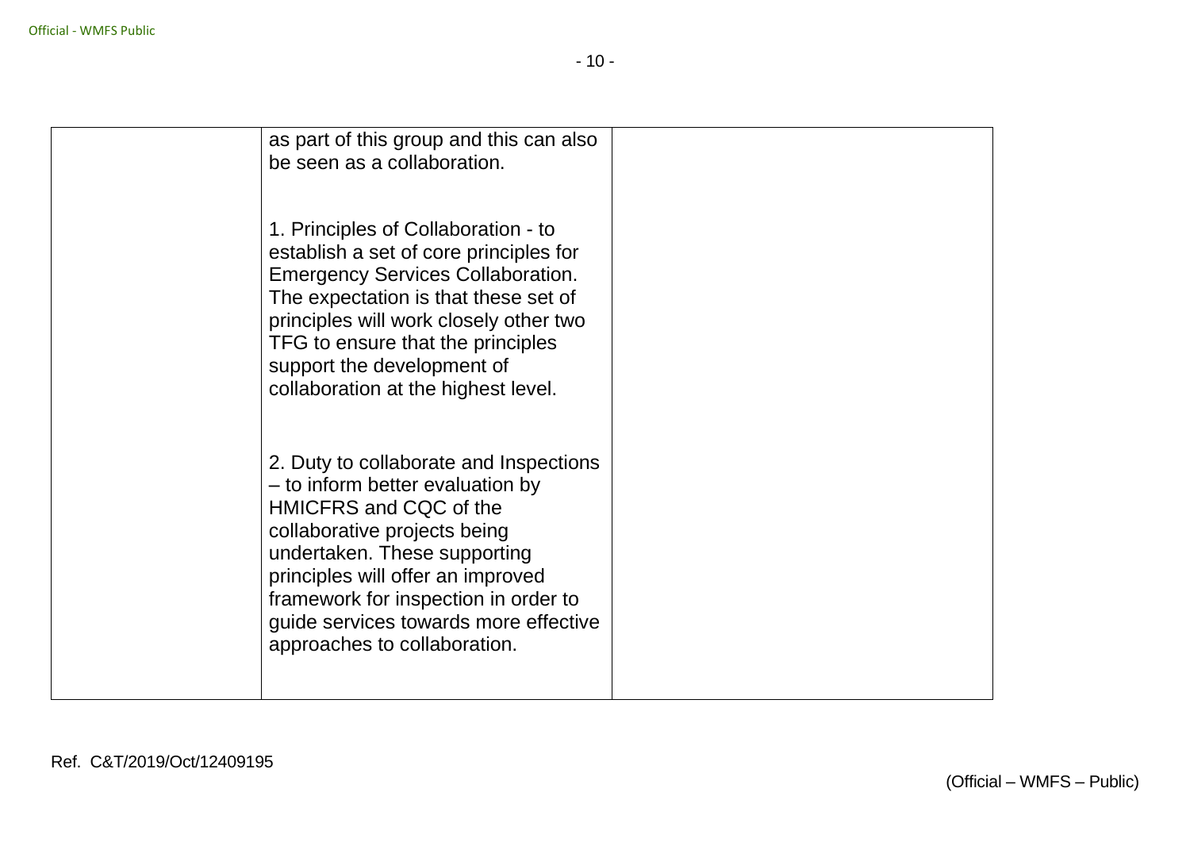|  | as part of this group and this can also be seen as a collaboration.<br><br>1. Principles of Collaboration - to establish a set of core principles for Emergency Services Collaboration. The expectation is that these set of principles will work closely other two TFG to ensure that the principles support the development of collaboration at the highest level.<br><br>2. Duty to collaborate and Inspections – to inform better evaluation by HMICFRS and CQC of the collaborative projects being undertaken. These supporting principles will offer an improved framework for inspection in order to guide services towards more effective approaches to collaboration. |  |
|---|---|---|

Ref. C&T/2019/Oct/12409195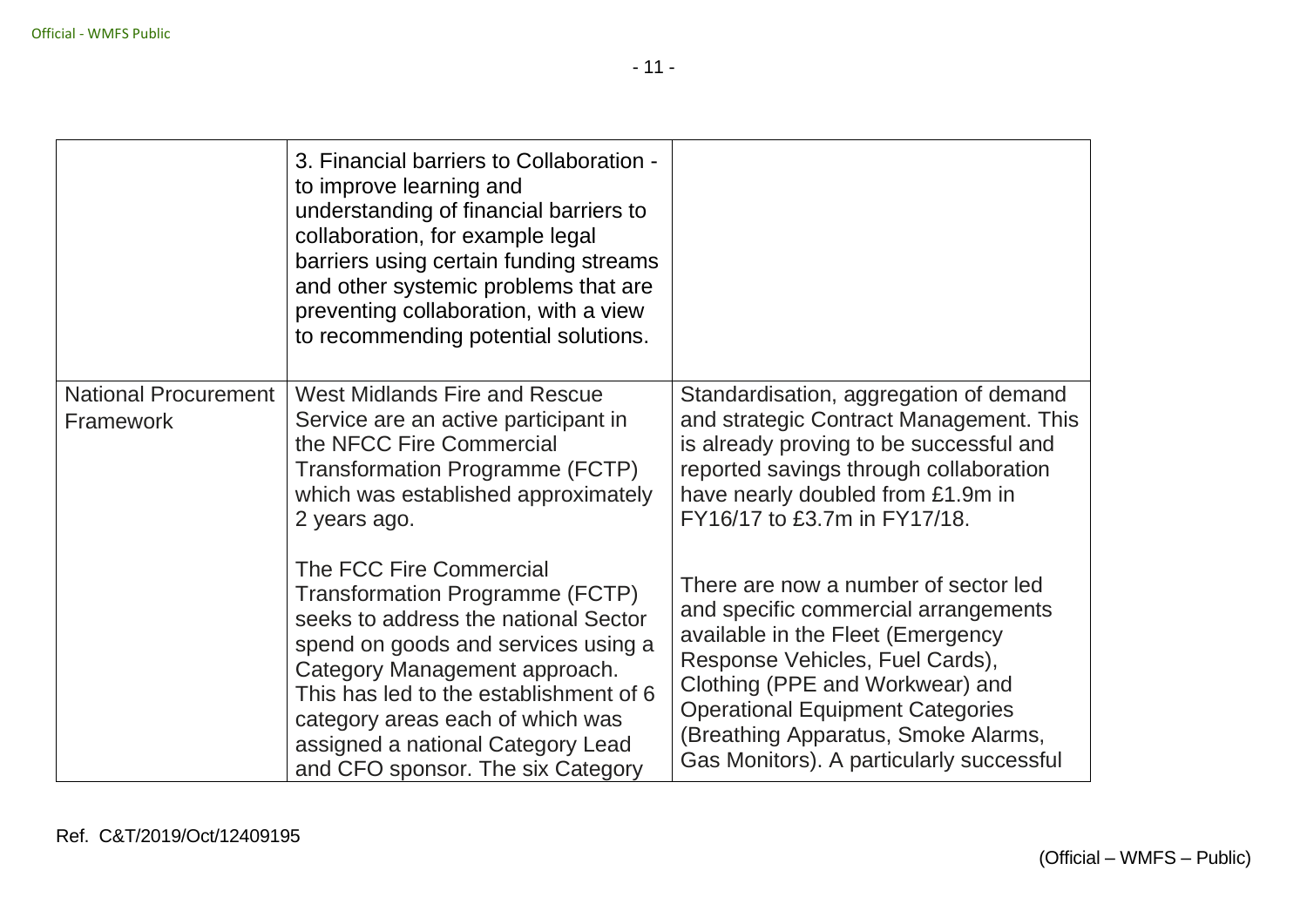| | | |
|---|---|---|
| | 3. Financial barriers to Collaboration - to improve learning and understanding of financial barriers to collaboration, for example legal barriers using certain funding streams and other systemic problems that are preventing collaboration, with a view to recommending potential solutions. | |
| National Procurement Framework | West Midlands Fire and Rescue Service are an active participant in the NFCC Fire Commercial Transformation Programme (FCTP) which was established approximately 2 years ago.<br><br>The FCC Fire Commercial Transformation Programme (FCTP) seeks to address the national Sector spend on goods and services using a Category Management approach. This has led to the establishment of 6 category areas each of which was assigned a national Category Lead and CFO sponsor. The six Category | Standardisation, aggregation of demand and strategic Contract Management. This is already proving to be successful and reported savings through collaboration have nearly doubled from £1.9m in FY16/17 to £3.7m in FY17/18.<br><br>There are now a number of sector led and specific commercial arrangements available in the Fleet (Emergency Response Vehicles, Fuel Cards), Clothing (PPE and Workwear) and Operational Equipment Categories (Breathing Apparatus, Smoke Alarms, Gas Monitors). A particularly successful |

Ref. C&T/2019/Oct/12409195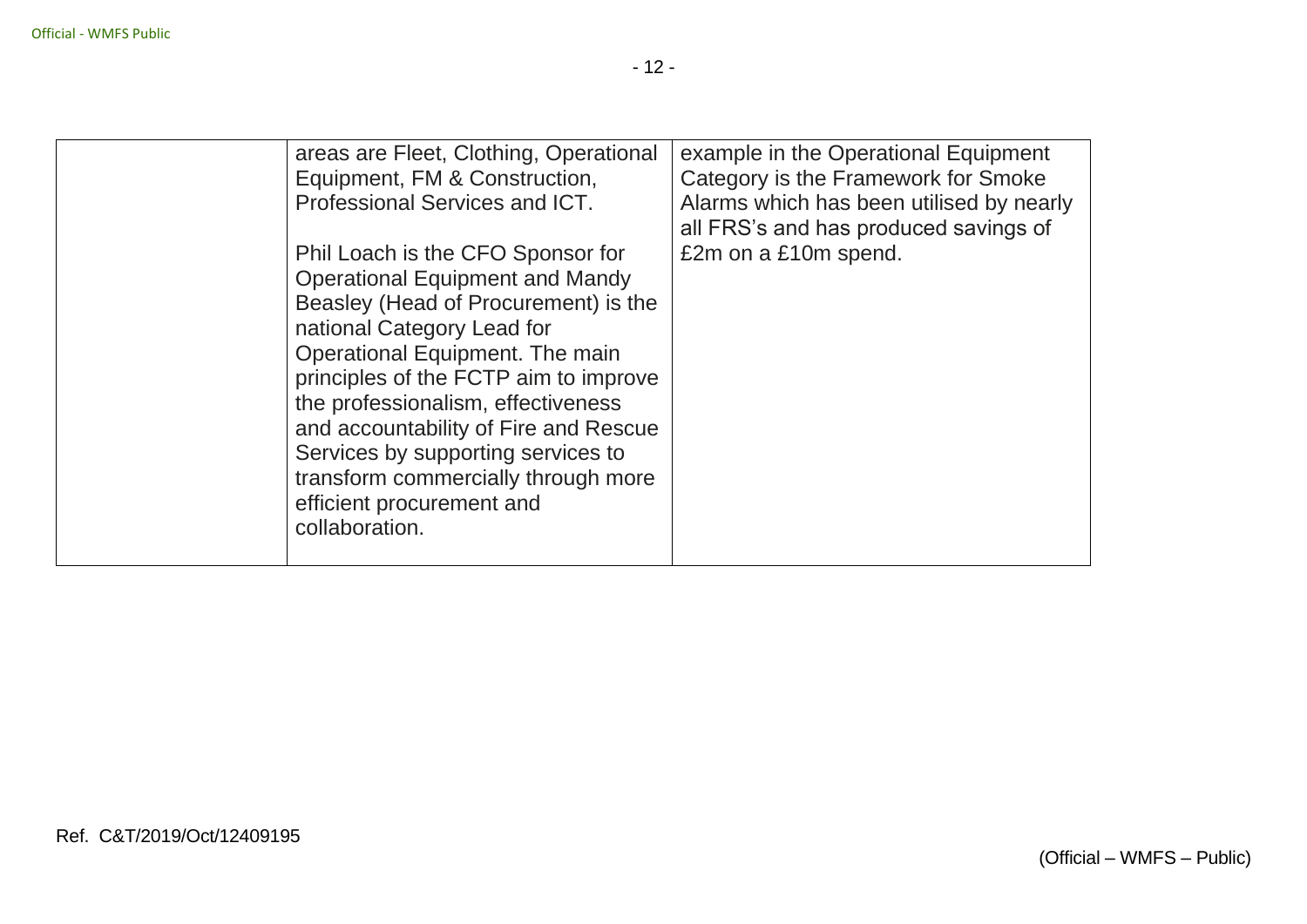| | | |
|---|---|---|
| | areas are Fleet, Clothing, Operational Equipment, FM & Construction, Professional Services and ICT.<br><br>Phil Loach is the CFO Sponsor for Operational Equipment and Mandy Beasley (Head of Procurement) is the national Category Lead for Operational Equipment. The main principles of the FCTP aim to improve the professionalism, effectiveness and accountability of Fire and Rescue Services by supporting services to transform commercially through more efficient procurement and collaboration. | example in the Operational Equipment Category is the Framework for Smoke Alarms which has been utilised by nearly all FRS's and has produced savings of £2m on a £10m spend. |

Ref. C&T/2019/Oct/12409195